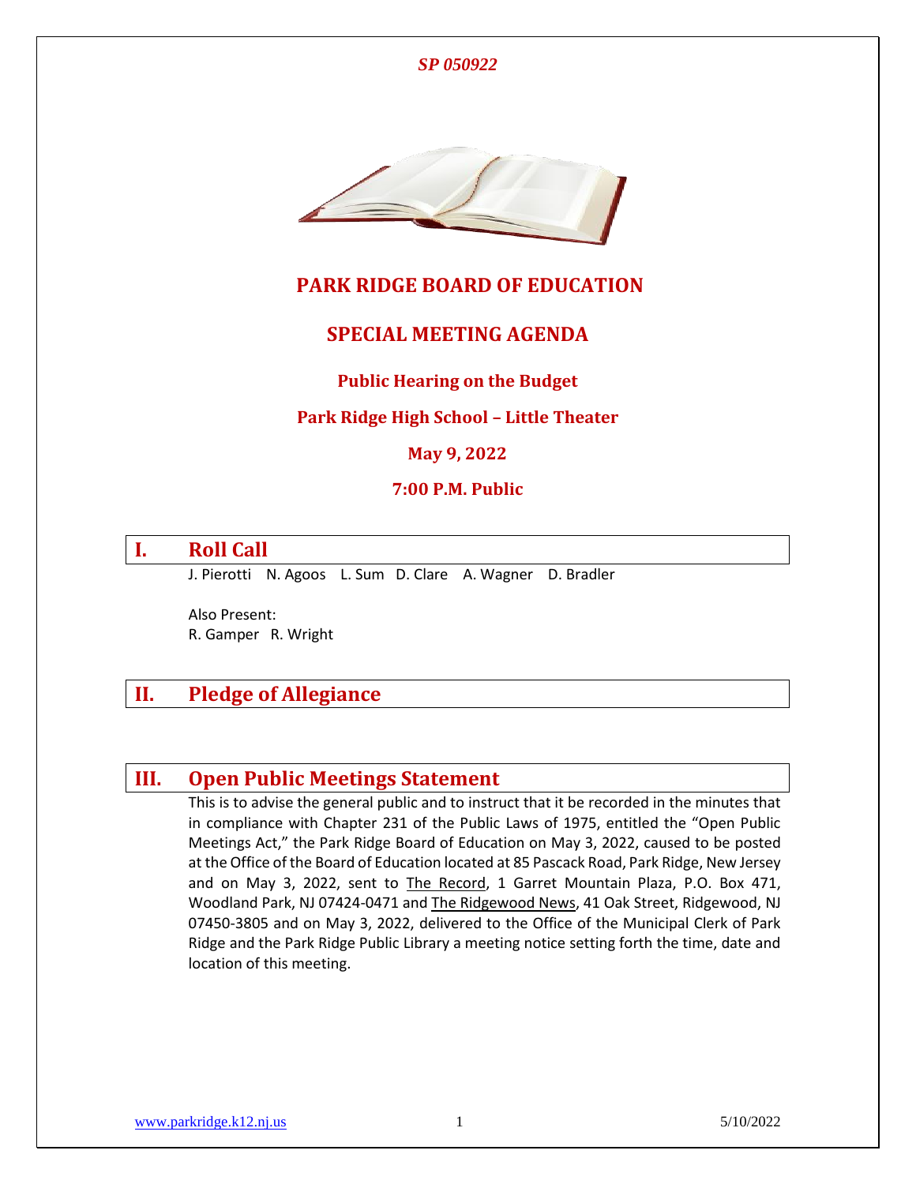*SP 050922*

# PARK RIDGE BOARD OF EDUCATION

## SPECIAL MEETING AGENDA

### Public Hearing on the Budget

### Park Ridge High School – Little Theater

### May 9, 2022

### 7:00 P.M. Public

## I. Roll Call

J. Pierotti N. Agoos L. Sum D. Clare A. Wagner D. Bradler

Also Present:
R. Gamper R. Wright

## II. Pledge of Allegiance

## III. Open Public Meetings Statement

This is to advise the general public and to instruct that it be recorded in the minutes that in compliance with Chapter 231 of the Public Laws of 1975, entitled the "Open Public Meetings Act," the Park Ridge Board of Education on May 3, 2022, caused to be posted at the Office of the Board of Education located at 85 Pascack Road, Park Ridge, New Jersey and on May 3, 2022, sent to The Record, 1 Garret Mountain Plaza, P.O. Box 471, Woodland Park, NJ 07424-0471 and The Ridgewood News, 41 Oak Street, Ridgewood, NJ 07450-3805 and on May 3, 2022, delivered to the Office of the Municipal Clerk of Park Ridge and the Park Ridge Public Library a meeting notice setting forth the time, date and location of this meeting.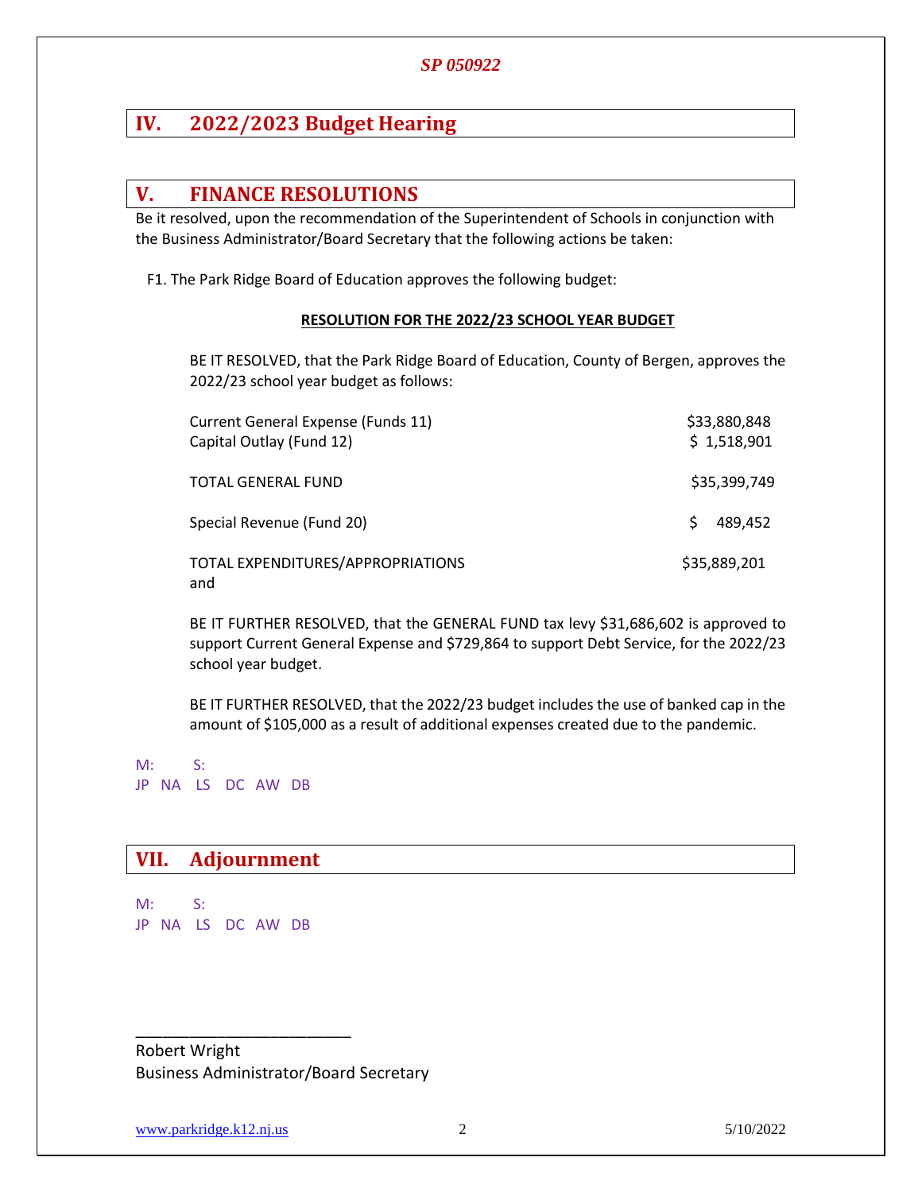*SP 050922*

## IV. 2022/2023 Budget Hearing

## V. FINANCE RESOLUTIONS

Be it resolved, upon the recommendation of the Superintendent of Schools in conjunction with the Business Administrator/Board Secretary that the following actions be taken:

F1. The Park Ridge Board of Education approves the following budget:

**RESOLUTION FOR THE 2022/23 SCHOOL YEAR BUDGET**

BE IT RESOLVED, that the Park Ridge Board of Education, County of Bergen, approves the 2022/23 school year budget as follows:

| | |
|---|---|
| Current General Expense (Funds 11) | $33,880,848 |
| Capital Outlay (Fund 12) | $ 1,518,901 |
| TOTAL GENERAL FUND | $35,399,749 |
| Special Revenue (Fund 20) | $ 489,452 |
| TOTAL EXPENDITURES/APPROPRIATIONS | $35,889,201 |

and

BE IT FURTHER RESOLVED, that the GENERAL FUND tax levy $31,686,602 is approved to support Current General Expense and $729,864 to support Debt Service, for the 2022/23 school year budget.

BE IT FURTHER RESOLVED, that the 2022/23 budget includes the use of banked cap in the amount of $105,000 as a result of additional expenses created due to the pandemic.

M: S:
JP NA LS DC AW DB

## VII. Adjournment

M: S:
JP NA LS DC AW DB

_________________________
Robert Wright
Business Administrator/Board Secretary